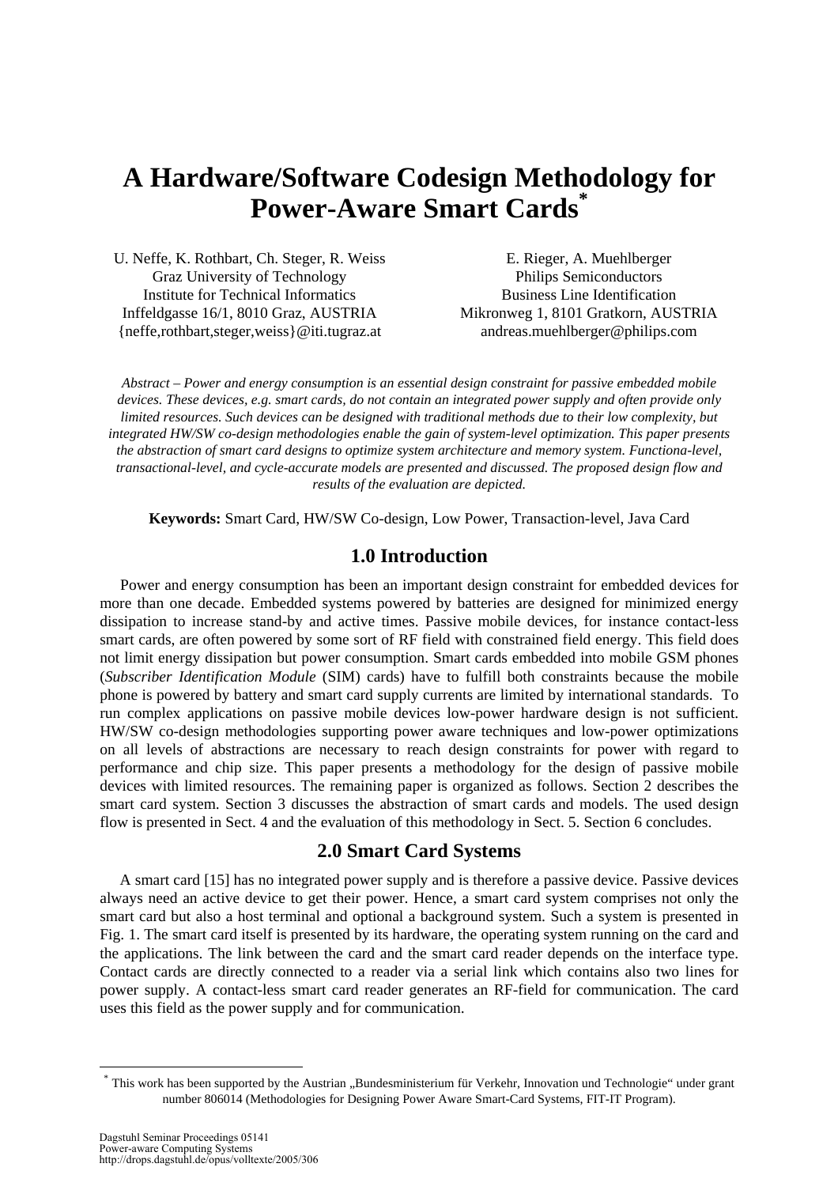#  A Hardware/Software Codesign Methodology for Power-Aware Smart Cards[*]

U. Neffe, K. Rothbart, Ch. Steger, R. Weiss
Graz University of Technology
Institute for Technical Informatics
Inffeldgasse 16/1, 8010 Graz, AUSTRIA
{neffe,rothbart,steger,weiss}@iti.tugraz.at

E. Rieger, A. Muehlberger
Philips Semiconductors
Business Line Identification
Mikronweg 1, 8101 Gratkorn, AUSTRIA
andreas.muehlberger@philips.com

*Abstract – Power and energy consumption is an essential design constraint for passive embedded mobile devices. These devices, e.g. smart cards, do not contain an integrated power supply and often provide only limited resources. Such devices can be designed with traditional methods due to their low complexity, but integrated HW/SW co-design methodologies enable the gain of system-level optimization. This paper presents the abstraction of smart card designs to optimize system architecture and memory system. Functiona-level, transactional-level, and cycle-accurate models are presented and discussed. The proposed design flow and results of the evaluation are depicted.*

**Keywords:** Smart Card, HW/SW Co-design, Low Power, Transaction-level, Java Card

## 1.0 Introduction

Power and energy consumption has been an important design constraint for embedded devices for more than one decade. Embedded systems powered by batteries are designed for minimized energy dissipation to increase stand-by and active times. Passive mobile devices, for instance contact-less smart cards, are often powered by some sort of RF field with constrained field energy. This field does not limit energy dissipation but power consumption. Smart cards embedded into mobile GSM phones (*Subscriber Identification Module* (SIM) cards) have to fulfill both constraints because the mobile phone is powered by battery and smart card supply currents are limited by international standards. To run complex applications on passive mobile devices low-power hardware design is not sufficient. HW/SW co-design methodologies supporting power aware techniques and low-power optimizations on all levels of abstractions are necessary to reach design constraints for power with regard to performance and chip size. This paper presents a methodology for the design of passive mobile devices with limited resources. The remaining paper is organized as follows. Section 2 describes the smart card system. Section 3 discusses the abstraction of smart cards and models. The used design flow is presented in Sect. 4 and the evaluation of this methodology in Sect. 5. Section 6 concludes.

## 2.0 Smart Card Systems

A smart card [15] has no integrated power supply and is therefore a passive device. Passive devices always need an active device to get their power. Hence, a smart card system comprises not only the smart card but also a host terminal and optional a background system. Such a system is presented in Fig. 1. The smart card itself is presented by its hardware, the operating system running on the card and the applications. The link between the card and the smart card reader depends on the interface type. Contact cards are directly connected to a reader via a serial link which contains also two lines for power supply. A contact-less smart card reader generates an RF-field for communication. The card uses this field as the power supply and for communication.

[*] This work has been supported by the Austrian „Bundesministerium für Verkehr, Innovation und Technologie“ under grant number 806014 (Methodologies for Designing Power Aware Smart-Card Systems, FIT-IT Program).

Dagstuhl Seminar Proceedings 05141
Power-aware Computing Systems
http://drops.dagstuhl.de/opus/volltexte/2005/306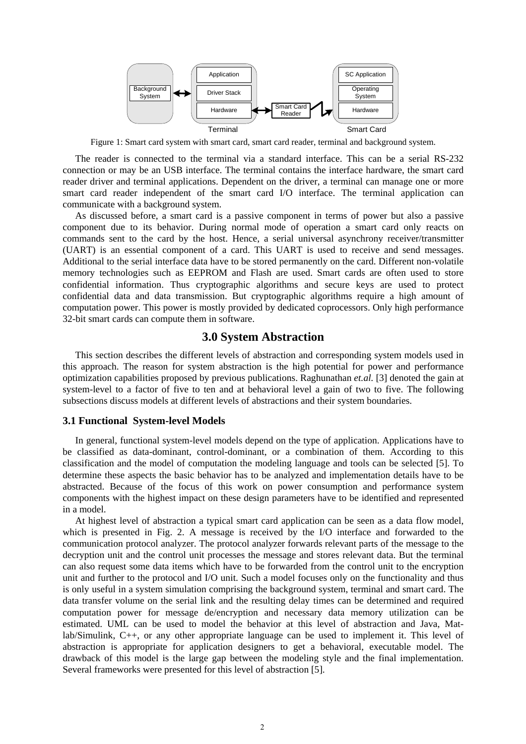Figure 1: Smart card system with smart card, smart card reader, terminal and background system.

The reader is connected to the terminal via a standard interface. This can be a serial RS-232 connection or may be an USB interface. The terminal contains the interface hardware, the smart card reader driver and terminal applications. Dependent on the driver, a terminal can manage one or more smart card reader independent of the smart card I/O interface. The terminal application can communicate with a background system.

As discussed before, a smart card is a passive component in terms of power but also a passive component due to its behavior. During normal mode of operation a smart card only reacts on commands sent to the card by the host. Hence, a serial universal asynchrony receiver/transmitter (UART) is an essential component of a card. This UART is used to receive and send messages. Additional to the serial interface data have to be stored permanently on the card. Different non-volatile memory technologies such as EEPROM and Flash are used. Smart cards are often used to store confidential information. Thus cryptographic algorithms and secure keys are used to protect confidential data and data transmission. But cryptographic algorithms require a high amount of computation power. This power is mostly provided by dedicated coprocessors. Only high performance 32-bit smart cards can compute them in software.

## 3.0 System Abstraction

This section describes the different levels of abstraction and corresponding system models used in this approach. The reason for system abstraction is the high potential for power and performance optimization capabilities proposed by previous publications. Raghunathan *et.al.* [3] denoted the gain at system-level to a factor of five to ten and at behavioral level a gain of two to five. The following subsections discuss models at different levels of abstractions and their system boundaries.

### 3.1 Functional System-level Models

In general, functional system-level models depend on the type of application. Applications have to be classified as data-dominant, control-dominant, or a combination of them. According to this classification and the model of computation the modeling language and tools can be selected [5]. To determine these aspects the basic behavior has to be analyzed and implementation details have to be abstracted. Because of the focus of this work on power consumption and performance system components with the highest impact on these design parameters have to be identified and represented in a model.

At highest level of abstraction a typical smart card application can be seen as a data flow model, which is presented in Fig. 2. A message is received by the I/O interface and forwarded to the communication protocol analyzer. The protocol analyzer forwards relevant parts of the message to the decryption unit and the control unit processes the message and stores relevant data. But the terminal can also request some data items which have to be forwarded from the control unit to the encryption unit and further to the protocol and I/O unit. Such a model focuses only on the functionality and thus is only useful in a system simulation comprising the background system, terminal and smart card. The data transfer volume on the serial link and the resulting delay times can be determined and required computation power for message de/encryption and necessary data memory utilization can be estimated. UML can be used to model the behavior at this level of abstraction and Java, Matlab/Simulink, C++, or any other appropriate language can be used to implement it. This level of abstraction is appropriate for application designers to get a behavioral, executable model. The drawback of this model is the large gap between the modeling style and the final implementation. Several frameworks were presented for this level of abstraction [5].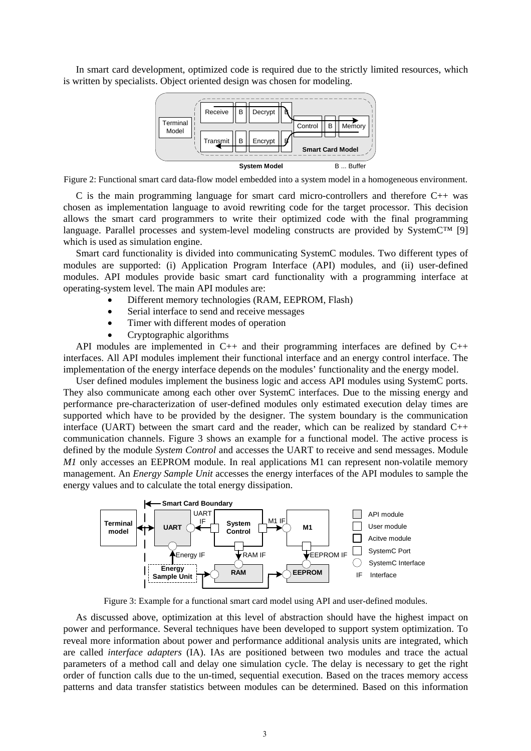In smart card development, optimized code is required due to the strictly limited resources, which is written by specialists. Object oriented design was chosen for modeling.

Figure 2: Functional smart card data-flow model embedded into a system model in a homogeneous environment.

C is the main programming language for smart card micro-controllers and therefore C++ was chosen as implementation language to avoid rewriting code for the target processor. This decision allows the smart card programmers to write their optimized code with the final programming language. Parallel processes and system-level modeling constructs are provided by SystemC™ [9] which is used as simulation engine.

Smart card functionality is divided into communicating SystemC modules. Two different types of modules are supported: (i) Application Program Interface (API) modules, and (ii) user-defined modules. API modules provide basic smart card functionality with a programming interface at operating-system level. The main API modules are:

- Different memory technologies (RAM, EEPROM, Flash)
- Serial interface to send and receive messages
- Timer with different modes of operation
- Cryptographic algorithms

API modules are implemented in C++ and their programming interfaces are defined by C++ interfaces. All API modules implement their functional interface and an energy control interface. The implementation of the energy interface depends on the modules' functionality and the energy model.

User defined modules implement the business logic and access API modules using SystemC ports. They also communicate among each other over SystemC interfaces. Due to the missing energy and performance pre-characterization of user-defined modules only estimated execution delay times are supported which have to be provided by the designer. The system boundary is the communication interface (UART) between the smart card and the reader, which can be realized by standard C++ communication channels. Figure 3 shows an example for a functional model. The active process is defined by the module *System Control* and accesses the UART to receive and send messages. Module *M1* only accesses an EEPROM module. In real applications M1 can represent non-volatile memory management. An *Energy Sample Unit* accesses the energy interfaces of the API modules to sample the energy values and to calculate the total energy dissipation.

Figure 3: Example for a functional smart card model using API and user-defined modules.

As discussed above, optimization at this level of abstraction should have the highest impact on power and performance. Several techniques have been developed to support system optimization. To reveal more information about power and performance additional analysis units are integrated, which are called *interface adapters* (IA). IAs are positioned between two modules and trace the actual parameters of a method call and delay one simulation cycle. The delay is necessary to get the right order of function calls due to the un-timed, sequential execution. Based on the traces memory access patterns and data transfer statistics between modules can be determined. Based on this information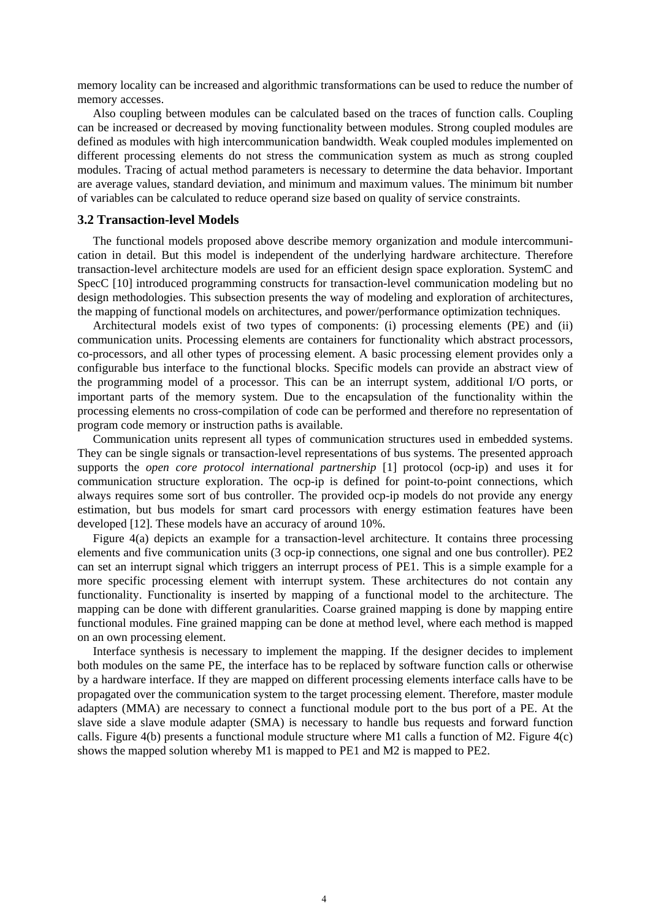memory locality can be increased and algorithmic transformations can be used to reduce the number of memory accesses.

Also coupling between modules can be calculated based on the traces of function calls. Coupling can be increased or decreased by moving functionality between modules. Strong coupled modules are defined as modules with high intercommunication bandwidth. Weak coupled modules implemented on different processing elements do not stress the communication system as much as strong coupled modules. Tracing of actual method parameters is necessary to determine the data behavior. Important are average values, standard deviation, and minimum and maximum values. The minimum bit number of variables can be calculated to reduce operand size based on quality of service constraints.

### 3.2 Transaction-level Models

The functional models proposed above describe memory organization and module intercommunication in detail. But this model is independent of the underlying hardware architecture. Therefore transaction-level architecture models are used for an efficient design space exploration. SystemC and SpecC [10] introduced programming constructs for transaction-level communication modeling but no design methodologies. This subsection presents the way of modeling and exploration of architectures, the mapping of functional models on architectures, and power/performance optimization techniques.

Architectural models exist of two types of components: (i) processing elements (PE) and (ii) communication units. Processing elements are containers for functionality which abstract processors, co-processors, and all other types of processing element. A basic processing element provides only a configurable bus interface to the functional blocks. Specific models can provide an abstract view of the programming model of a processor. This can be an interrupt system, additional I/O ports, or important parts of the memory system. Due to the encapsulation of the functionality within the processing elements no cross-compilation of code can be performed and therefore no representation of program code memory or instruction paths is available.

Communication units represent all types of communication structures used in embedded systems. They can be single signals or transaction-level representations of bus systems. The presented approach supports the *open core protocol international partnership* [1] protocol (ocp-ip) and uses it for communication structure exploration. The ocp-ip is defined for point-to-point connections, which always requires some sort of bus controller. The provided ocp-ip models do not provide any energy estimation, but bus models for smart card processors with energy estimation features have been developed [12]. These models have an accuracy of around 10%.

Figure 4(a) depicts an example for a transaction-level architecture. It contains three processing elements and five communication units (3 ocp-ip connections, one signal and one bus controller). PE2 can set an interrupt signal which triggers an interrupt process of PE1. This is a simple example for a more specific processing element with interrupt system. These architectures do not contain any functionality. Functionality is inserted by mapping of a functional model to the architecture. The mapping can be done with different granularities. Coarse grained mapping is done by mapping entire functional modules. Fine grained mapping can be done at method level, where each method is mapped on an own processing element.

Interface synthesis is necessary to implement the mapping. If the designer decides to implement both modules on the same PE, the interface has to be replaced by software function calls or otherwise by a hardware interface. If they are mapped on different processing elements interface calls have to be propagated over the communication system to the target processing element. Therefore, master module adapters (MMA) are necessary to connect a functional module port to the bus port of a PE. At the slave side a slave module adapter (SMA) is necessary to handle bus requests and forward function calls. Figure 4(b) presents a functional module structure where M1 calls a function of M2. Figure 4(c) shows the mapped solution whereby M1 is mapped to PE1 and M2 is mapped to PE2.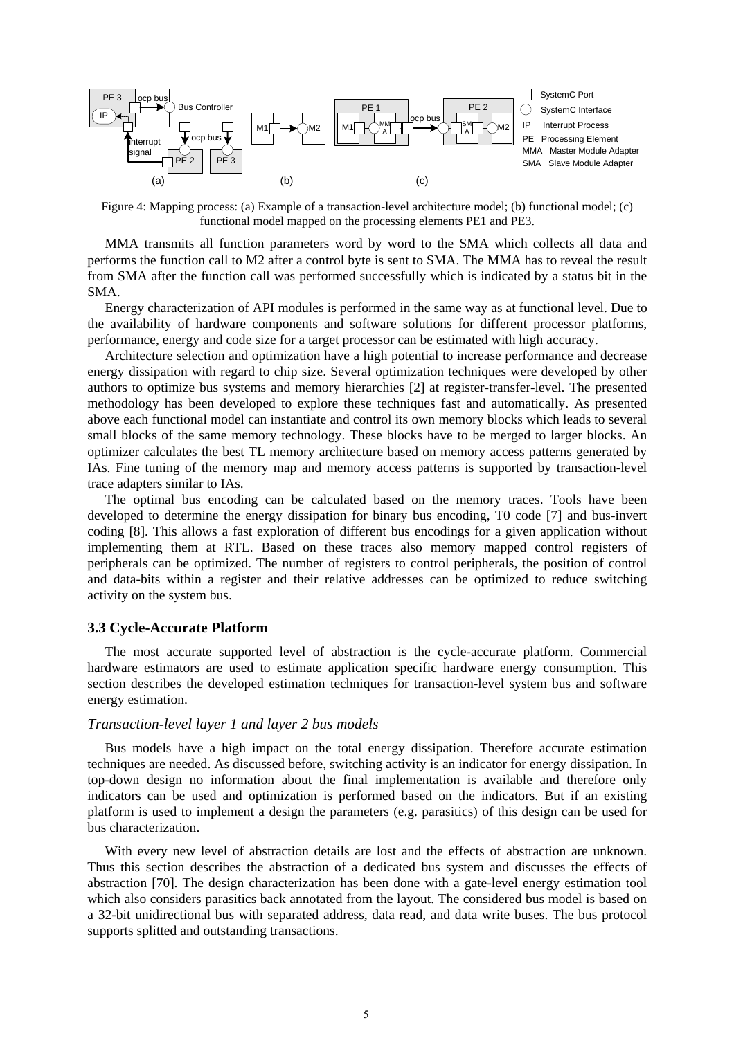Figure 4: Mapping process: (a) Example of a transaction-level architecture model; (b) functional model; (c) functional model mapped on the processing elements PE1 and PE3.

MMA transmits all function parameters word by word to the SMA which collects all data and performs the function call to M2 after a control byte is sent to SMA. The MMA has to reveal the result from SMA after the function call was performed successfully which is indicated by a status bit in the SMA.

Energy characterization of API modules is performed in the same way as at functional level. Due to the availability of hardware components and software solutions for different processor platforms, performance, energy and code size for a target processor can be estimated with high accuracy.

Architecture selection and optimization have a high potential to increase performance and decrease energy dissipation with regard to chip size. Several optimization techniques were developed by other authors to optimize bus systems and memory hierarchies [2] at register-transfer-level. The presented methodology has been developed to explore these techniques fast and automatically. As presented above each functional model can instantiate and control its own memory blocks which leads to several small blocks of the same memory technology. These blocks have to be merged to larger blocks. An optimizer calculates the best TL memory architecture based on memory access patterns generated by IAs. Fine tuning of the memory map and memory access patterns is supported by transaction-level trace adapters similar to IAs.

The optimal bus encoding can be calculated based on the memory traces. Tools have been developed to determine the energy dissipation for binary bus encoding, T0 code [7] and bus-invert coding [8]. This allows a fast exploration of different bus encodings for a given application without implementing them at RTL. Based on these traces also memory mapped control registers of peripherals can be optimized. The number of registers to control peripherals, the position of control and data-bits within a register and their relative addresses can be optimized to reduce switching activity on the system bus.

### 3.3 Cycle-Accurate Platform

The most accurate supported level of abstraction is the cycle-accurate platform. Commercial hardware estimators are used to estimate application specific hardware energy consumption. This section describes the developed estimation techniques for transaction-level system bus and software energy estimation.

*Transaction-level layer 1 and layer 2 bus models*

Bus models have a high impact on the total energy dissipation. Therefore accurate estimation techniques are needed. As discussed before, switching activity is an indicator for energy dissipation. In top-down design no information about the final implementation is available and therefore only indicators can be used and optimization is performed based on the indicators. But if an existing platform is used to implement a design the parameters (e.g. parasitics) of this design can be used for bus characterization.

With every new level of abstraction details are lost and the effects of abstraction are unknown. Thus this section describes the abstraction of a dedicated bus system and discusses the effects of abstraction [70]. The design characterization has been done with a gate-level energy estimation tool which also considers parasitics back annotated from the layout. The considered bus model is based on a 32-bit unidirectional bus with separated address, data read, and data write buses. The bus protocol supports splitted and outstanding transactions.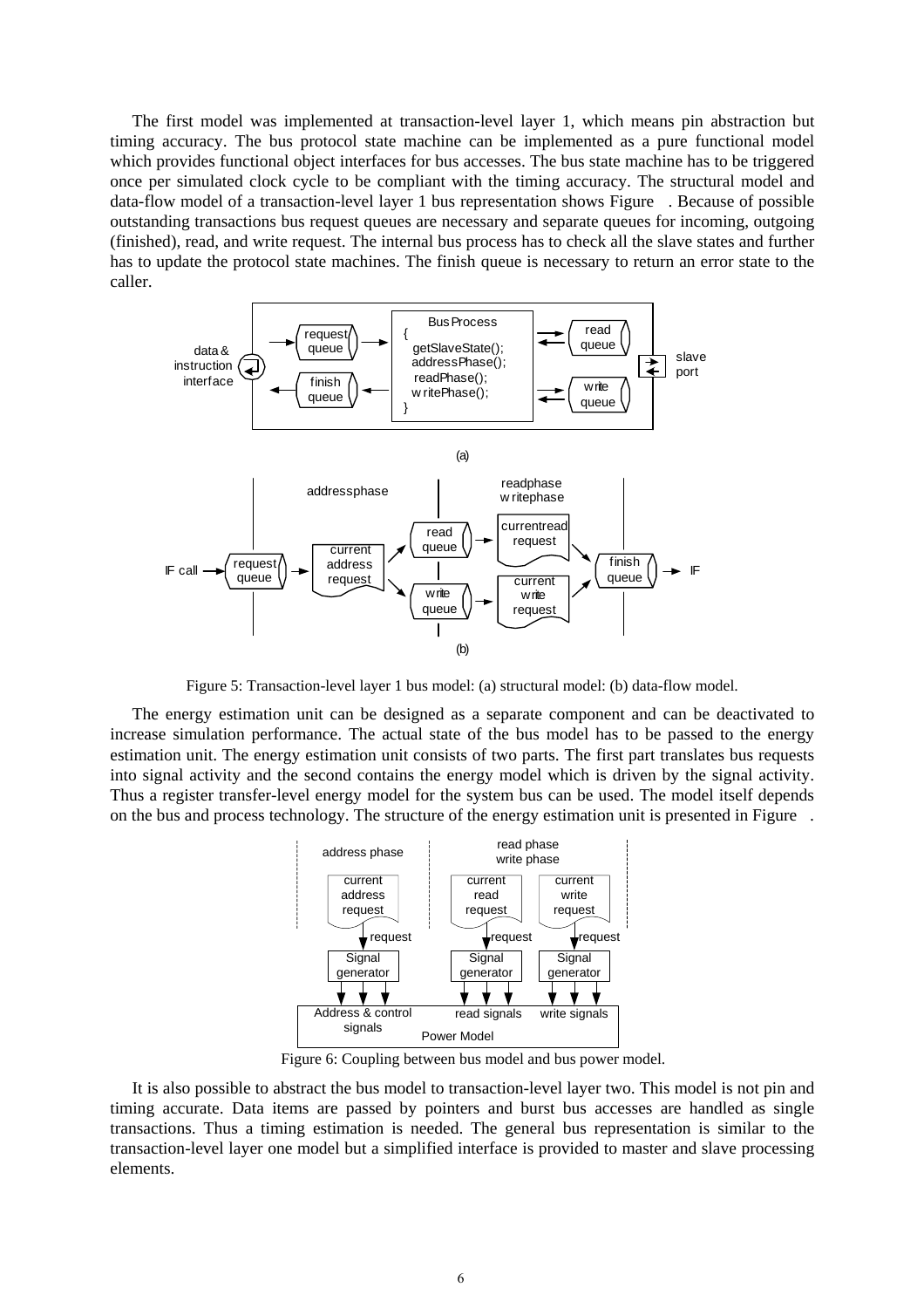The first model was implemented at transaction-level layer 1, which means pin abstraction but timing accuracy. The bus protocol state machine can be implemented as a pure functional model which provides functional object interfaces for bus accesses. The bus state machine has to be triggered once per simulated clock cycle to be compliant with the timing accuracy. The structural model and data-flow model of a transaction-level layer 1 bus representation shows Figure . Because of possible outstanding transactions bus request queues are necessary and separate queues for incoming, outgoing (finished), read, and write request. The internal bus process has to check all the slave states and further has to update the protocol state machines. The finish queue is necessary to return an error state to the caller.

Figure 5: Transaction-level layer 1 bus model: (a) structural model: (b) data-flow model.

The energy estimation unit can be designed as a separate component and can be deactivated to increase simulation performance. The actual state of the bus model has to be passed to the energy estimation unit. The energy estimation unit consists of two parts. The first part translates bus requests into signal activity and the second contains the energy model which is driven by the signal activity. Thus a register transfer-level energy model for the system bus can be used. The model itself depends on the bus and process technology. The structure of the energy estimation unit is presented in Figure .

Figure 6: Coupling between bus model and bus power model.

It is also possible to abstract the bus model to transaction-level layer two. This model is not pin and timing accurate. Data items are passed by pointers and burst bus accesses are handled as single transactions. Thus a timing estimation is needed. The general bus representation is similar to the transaction-level layer one model but a simplified interface is provided to master and slave processing elements.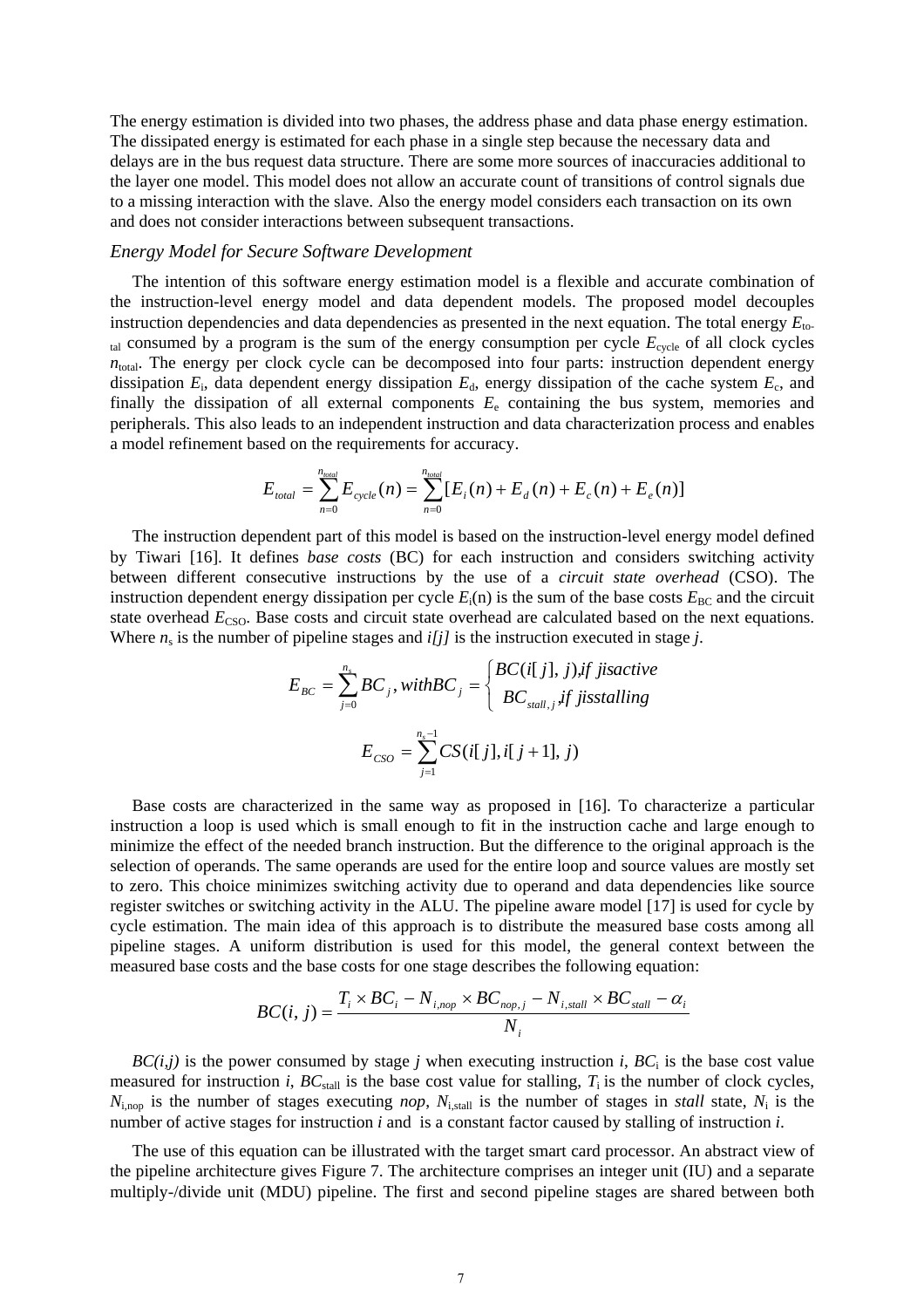The energy estimation is divided into two phases, the address phase and data phase energy estimation. The dissipated energy is estimated for each phase in a single step because the necessary data and delays are in the bus request data structure. There are some more sources of inaccuracies additional to the layer one model. This model does not allow an accurate count of transitions of control signals due to a missing interaction with the slave. Also the energy model considers each transaction on its own and does not consider interactions between subsequent transactions.

### *Energy Model for Secure Software Development*

The intention of this software energy estimation model is a flexible and accurate combination of the instruction-level energy model and data dependent models. The proposed model decouples instruction dependencies and data dependencies as presented in the next equation. The total energy $E_{total}$ consumed by a program is the sum of the energy consumption per cycle $E_{cycle}$ of all clock cycles $n_{total}$. The energy per clock cycle can be decomposed into four parts: instruction dependent energy dissipation $E_i$, data dependent energy dissipation $E_d$, energy dissipation of the cache system $E_c$, and finally the dissipation of all external components $E_e$ containing the bus system, memories and peripherals. This also leads to an independent instruction and data characterization process and enables a model refinement based on the requirements for accuracy.

$$E_{total} = \sum_{n=0}^{n_{total}} E_{cycle}(n) = \sum_{n=0}^{n_{total}} [E_i(n) + E_d(n) + E_c(n) + E_e(n)]$$

The instruction dependent part of this model is based on the instruction-level energy model defined by Tiwari [16]. It defines *base costs* (BC) for each instruction and considers switching activity between different consecutive instructions by the use of a *circuit state overhead* (CSO). The instruction dependent energy dissipation per cycle $E_i(n)$ is the sum of the base costs $E_{BC}$ and the circuit state overhead $E_{CSO}$. Base costs and circuit state overhead are calculated based on the next equations. Where $n_s$ is the number of pipeline stages and *i[j]* is the instruction executed in stage *j*.

$$E_{BC} = \sum_{j=0}^{n_s} BC_j, with BC_j = \begin{cases} BC(i[j], j), if\ j is active \\ BC_{stall,j}, if\ j is stalling \end{cases}$$

$$E_{CSO} = \sum_{j=1}^{n_s - 1} CS(i[j], i[j+1], j)$$

Base costs are characterized in the same way as proposed in [16]. To characterize a particular instruction a loop is used which is small enough to fit in the instruction cache and large enough to minimize the effect of the needed branch instruction. But the difference to the original approach is the selection of operands. The same operands are used for the entire loop and source values are mostly set to zero. This choice minimizes switching activity due to operand and data dependencies like source register switches or switching activity in the ALU. The pipeline aware model [17] is used for cycle by cycle estimation. The main idea of this approach is to distribute the measured base costs among all pipeline stages. A uniform distribution is used for this model, the general context between the measured base costs and the base costs for one stage describes the following equation:

$$BC(i, j) = \frac{T_i \times BC_i - N_{i,nop} \times BC_{nop,j} - N_{i,stall} \times BC_{stall} - \alpha_i}{N_i}$$

*BC(i,j)* is the power consumed by stage *j* when executing instruction *i*, $BC_i$ is the base cost value measured for instruction *i*, $BC_{stall}$ is the base cost value for stalling, $T_i$ is the number of clock cycles, $N_{i,nop}$ is the number of stages executing *nop*, $N_{i,stall}$ is the number of stages in *stall* state, $N_i$ is the number of active stages for instruction *i* and is a constant factor caused by stalling of instruction *i*.

The use of this equation can be illustrated with the target smart card processor. An abstract view of the pipeline architecture gives Figure 7. The architecture comprises an integer unit (IU) and a separate multiply-/divide unit (MDU) pipeline. The first and second pipeline stages are shared between both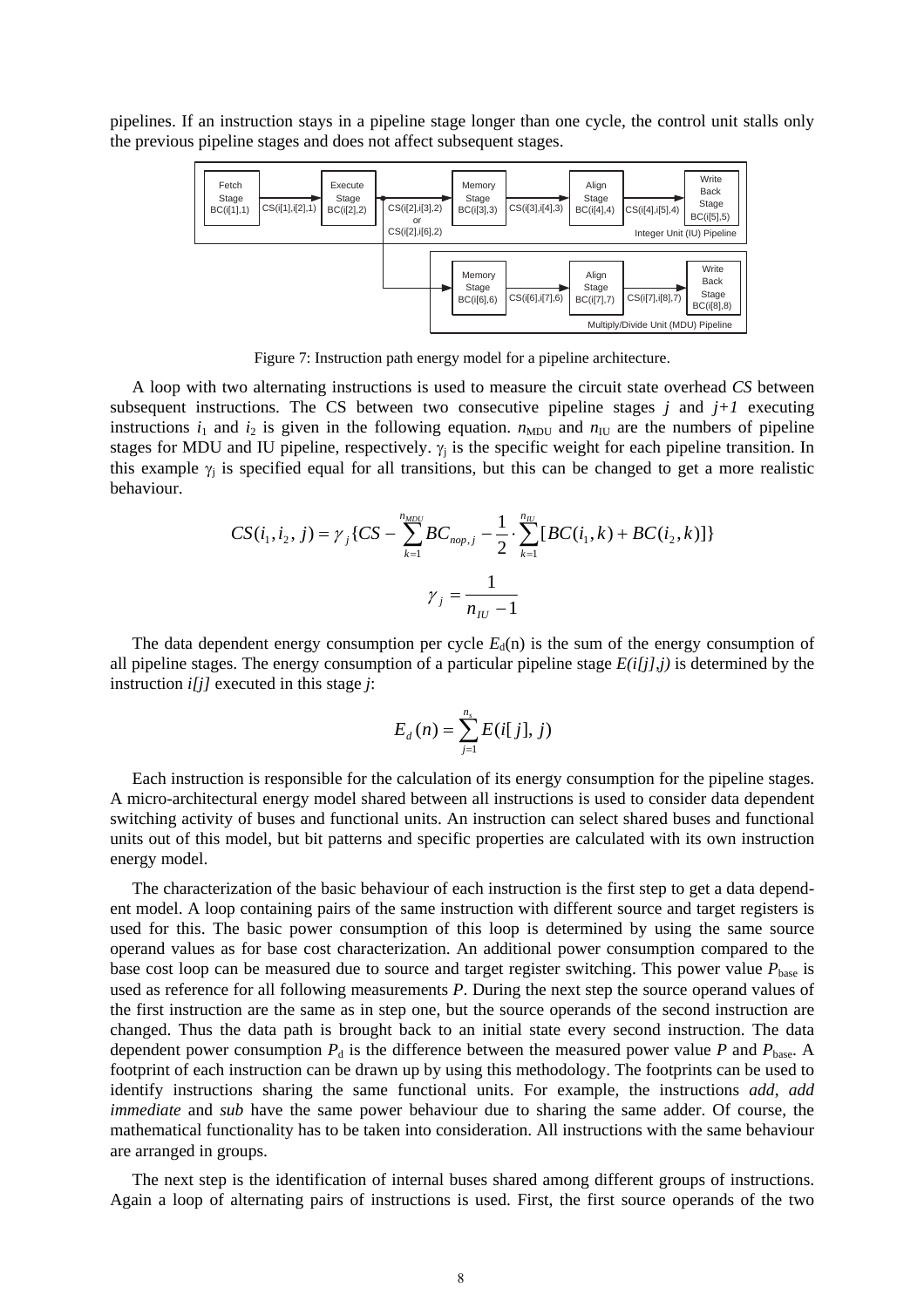pipelines. If an instruction stays in a pipeline stage longer than one cycle, the control unit stalls only the previous pipeline stages and does not affect subsequent stages.

Figure 7: Instruction path energy model for a pipeline architecture.

A loop with two alternating instructions is used to measure the circuit state overhead *CS* between subsequent instructions. The CS between two consecutive pipeline stages $j$ and $j+1$ executing instructions $i_1$ and $i_2$ is given in the following equation. $n_{\mathrm{MDU}}$ and $n_{\mathrm{IU}}$ are the numbers of pipeline stages for MDU and IU pipeline, respectively. $\gamma_j$ is the specific weight for each pipeline transition. In this example $\gamma_j$ is specified equal for all transitions, but this can be changed to get a more realistic behaviour.

$$CS(i_1, i_2, j) = \gamma_j \{CS - \sum_{k=1}^{n_{MDU}} BC_{nop,j} - \frac{1}{2} \cdot \sum_{k=1}^{n_{IU}} [BC(i_1,k) + BC(i_2,k)]\}$$

$$\gamma_j = \frac{1}{n_{IU} - 1}$$

The data dependent energy consumption per cycle $E_d(n)$ is the sum of the energy consumption of all pipeline stages. The energy consumption of a particular pipeline stage $E(i[j],j)$ is determined by the instruction $i[j]$ executed in this stage $j$:

$$E_d(n) = \sum_{j=1}^{n_s} E(i[j], j)$$

Each instruction is responsible for the calculation of its energy consumption for the pipeline stages. A micro-architectural energy model shared between all instructions is used to consider data dependent switching activity of buses and functional units. An instruction can select shared buses and functional units out of this model, but bit patterns and specific properties are calculated with its own instruction energy model.

The characterization of the basic behaviour of each instruction is the first step to get a data dependent model. A loop containing pairs of the same instruction with different source and target registers is used for this. The basic power consumption of this loop is determined by using the same source operand values as for base cost characterization. An additional power consumption compared to the base cost loop can be measured due to source and target register switching. This power value $P_{\mathrm{base}}$ is used as reference for all following measurements $P$. During the next step the source operand values of the first instruction are the same as in step one, but the source operands of the second instruction are changed. Thus the data path is brought back to an initial state every second instruction. The data dependent power consumption $P_d$ is the difference between the measured power value $P$ and $P_{\mathrm{base}}$. A footprint of each instruction can be drawn up by using this methodology. The footprints can be used to identify instructions sharing the same functional units. For example, the instructions *add*, *add immediate* and *sub* have the same power behaviour due to sharing the same adder. Of course, the mathematical functionality has to be taken into consideration. All instructions with the same behaviour are arranged in groups.

The next step is the identification of internal buses shared among different groups of instructions. Again a loop of alternating pairs of instructions is used. First, the first source operands of the two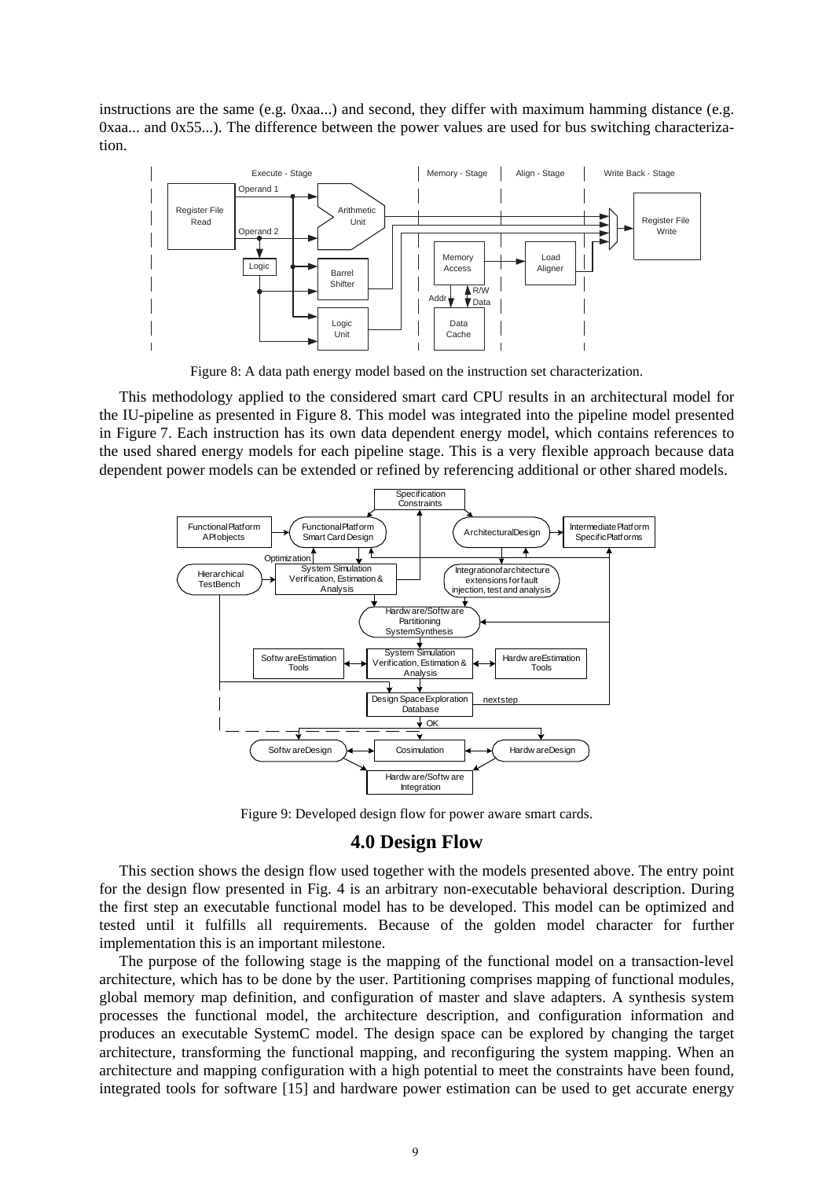instructions are the same (e.g. 0xaa...) and second, they differ with maximum hamming distance (e.g. 0xaa... and 0x55...). The difference between the power values are used for bus switching characterization.

Figure 8: A data path energy model based on the instruction set characterization.

This methodology applied to the considered smart card CPU results in an architectural model for the IU-pipeline as presented in Figure 8. This model was integrated into the pipeline model presented in Figure 7. Each instruction has its own data dependent energy model, which contains references to the used shared energy models for each pipeline stage. This is a very flexible approach because data dependent power models can be extended or refined by referencing additional or other shared models.

Figure 9: Developed design flow for power aware smart cards.

## 4.0 Design Flow

This section shows the design flow used together with the models presented above. The entry point for the design flow presented in Fig. 4 is an arbitrary non-executable behavioral description. During the first step an executable functional model has to be developed. This model can be optimized and tested until it fulfills all requirements. Because of the golden model character for further implementation this is an important milestone.

The purpose of the following stage is the mapping of the functional model on a transaction-level architecture, which has to be done by the user. Partitioning comprises mapping of functional modules, global memory map definition, and configuration of master and slave adapters. A synthesis system processes the functional model, the architecture description, and configuration information and produces an executable SystemC model. The design space can be explored by changing the target architecture, transforming the functional mapping, and reconfiguring the system mapping. When an architecture and mapping configuration with a high potential to meet the constraints have been found, integrated tools for software [15] and hardware power estimation can be used to get accurate energy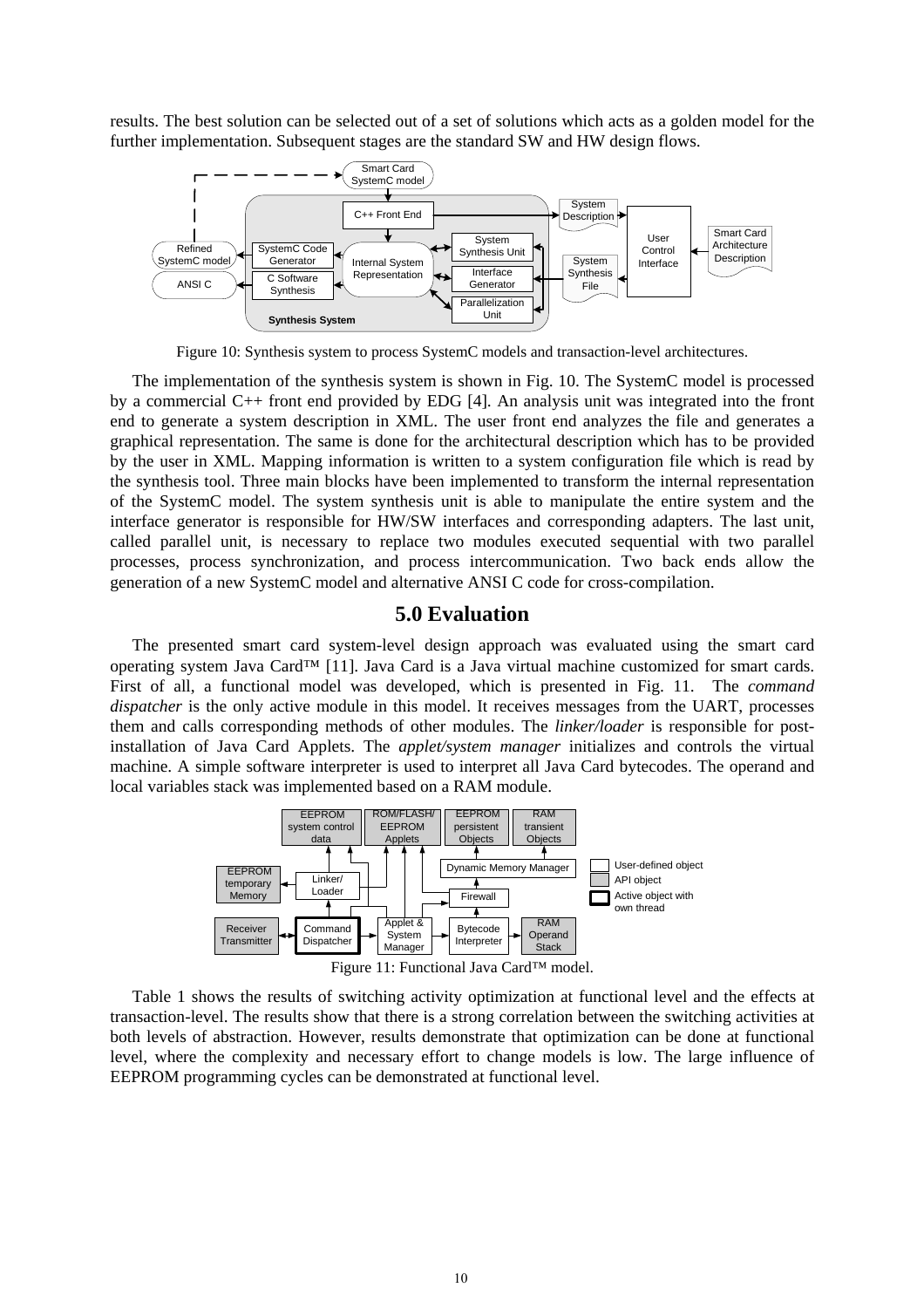results. The best solution can be selected out of a set of solutions which acts as a golden model for the further implementation. Subsequent stages are the standard SW and HW design flows.

Figure 10: Synthesis system to process SystemC models and transaction-level architectures.

The implementation of the synthesis system is shown in Fig. 10. The SystemC model is processed by a commercial C++ front end provided by EDG [4]. An analysis unit was integrated into the front end to generate a system description in XML. The user front end analyzes the file and generates a graphical representation. The same is done for the architectural description which has to be provided by the user in XML. Mapping information is written to a system configuration file which is read by the synthesis tool. Three main blocks have been implemented to transform the internal representation of the SystemC model. The system synthesis unit is able to manipulate the entire system and the interface generator is responsible for HW/SW interfaces and corresponding adapters. The last unit, called parallel unit, is necessary to replace two modules executed sequential with two parallel processes, process synchronization, and process intercommunication. Two back ends allow the generation of a new SystemC model and alternative ANSI C code for cross-compilation.

## 5.0 Evaluation

The presented smart card system-level design approach was evaluated using the smart card operating system Java Card™ [11]. Java Card is a Java virtual machine customized for smart cards. First of all, a functional model was developed, which is presented in Fig. 11. The *command dispatcher* is the only active module in this model. It receives messages from the UART, processes them and calls corresponding methods of other modules. The *linker/loader* is responsible for post-installation of Java Card Applets. The *applet/system manager* initializes and controls the virtual machine. A simple software interpreter is used to interpret all Java Card bytecodes. The operand and local variables stack was implemented based on a RAM module.

Figure 11: Functional Java Card™ model.

Table 1 shows the results of switching activity optimization at functional level and the effects at transaction-level. The results show that there is a strong correlation between the switching activities at both levels of abstraction. However, results demonstrate that optimization can be done at functional level, where the complexity and necessary effort to change models is low. The large influence of EEPROM programming cycles can be demonstrated at functional level.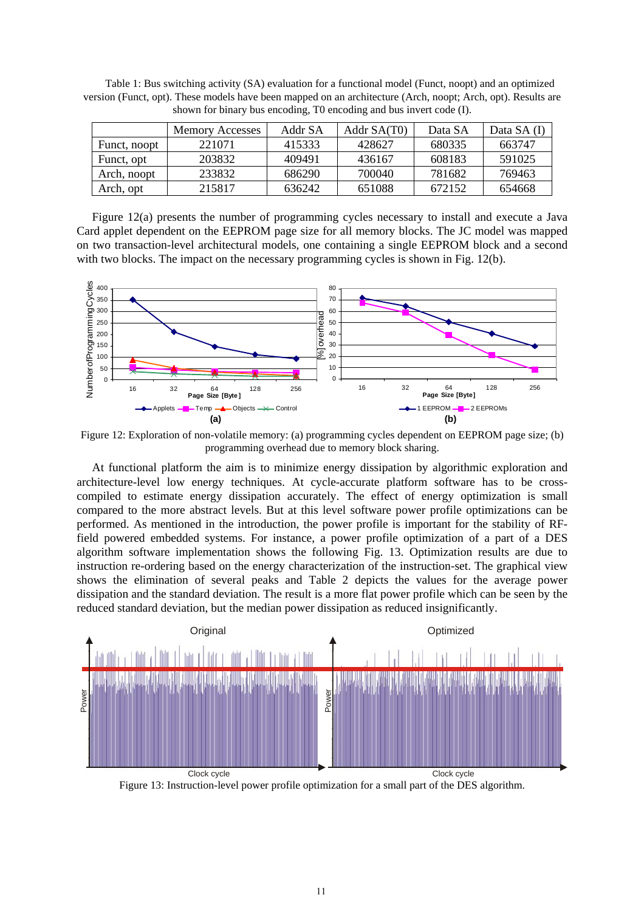Table 1: Bus switching activity (SA) evaluation for a functional model (Funct, noopt) and an optimized version (Funct, opt). These models have been mapped on an architecture (Arch, noopt; Arch, opt). Results are shown for binary bus encoding, T0 encoding and bus invert code (I).

| | Memory Accesses | Addr SA | Addr SA(T0) | Data SA | Data SA (I) |
|---|---|---|---|---|---|
| Funct, noopt | 221071 | 415333 | 428627 | 680335 | 663747 |
| Funct, opt | 203832 | 409491 | 436167 | 608183 | 591025 |
| Arch, noopt | 233832 | 686290 | 700040 | 781682 | 769463 |
| Arch, opt | 215817 | 636242 | 651088 | 672152 | 654668 |

Figure 12(a) presents the number of programming cycles necessary to install and execute a Java Card applet dependent on the EEPROM page size for all memory blocks. The JC model was mapped on two transaction-level architectural models, one containing a single EEPROM block and a second with two blocks. The impact on the necessary programming cycles is shown in Fig. 12(b).

Figure 12: Exploration of non-volatile memory: (a) programming cycles dependent on EEPROM page size; (b) programming overhead due to memory block sharing.

At functional platform the aim is to minimize energy dissipation by algorithmic exploration and architecture-level low energy techniques. At cycle-accurate platform software has to be cross-compiled to estimate energy dissipation accurately. The effect of energy optimization is small compared to the more abstract levels. But at this level software power profile optimizations can be performed. As mentioned in the introduction, the power profile is important for the stability of RF-field powered embedded systems. For instance, a power profile optimization of a part of a DES algorithm software implementation shows the following Fig. 13. Optimization results are due to instruction re-ordering based on the energy characterization of the instruction-set. The graphical view shows the elimination of several peaks and Table 2 depicts the values for the average power dissipation and the standard deviation. The result is a more flat power profile which can be seen by the reduced standard deviation, but the median power dissipation as reduced insignificantly.

Figure 13: Instruction-level power profile optimization for a small part of the DES algorithm.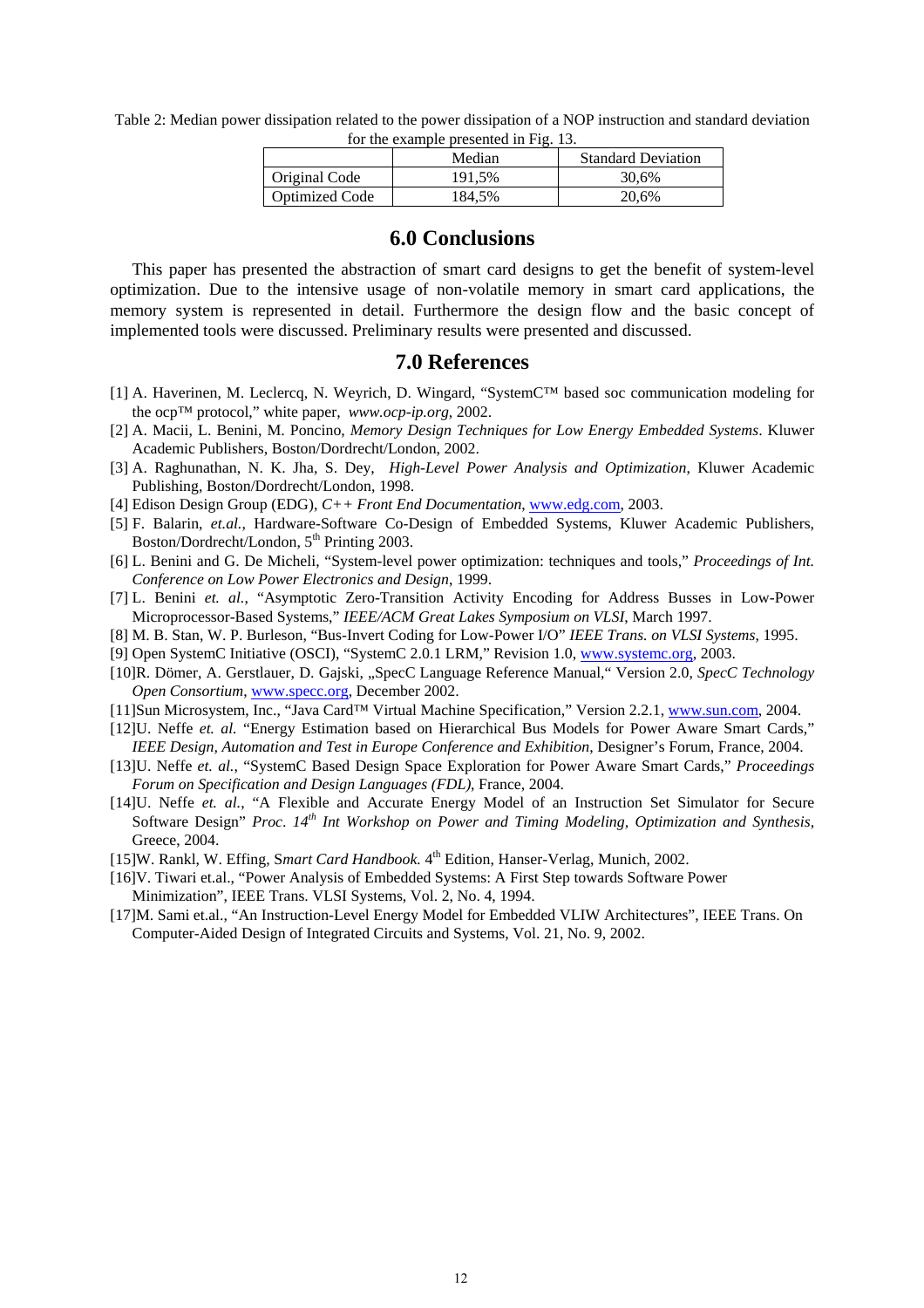Table 2: Median power dissipation related to the power dissipation of a NOP instruction and standard deviation for the example presented in Fig. 13.

| | Median | Standard Deviation |
|---|---|---|
| Original Code | 191,5% | 30,6% |
| Optimized Code | 184,5% | 20,6% |

## 6.0 Conclusions

This paper has presented the abstraction of smart card designs to get the benefit of system-level optimization. Due to the intensive usage of non-volatile memory in smart card applications, the memory system is represented in detail. Furthermore the design flow and the basic concept of implemented tools were discussed. Preliminary results were presented and discussed.

## 7.0 References

[1] A. Haverinen, M. Leclercq, N. Weyrich, D. Wingard, "SystemC™ based soc communication modeling for the ocp™ protocol," white paper, *www.ocp-ip.org*, 2002.

[2] A. Macii, L. Benini, M. Poncino, *Memory Design Techniques for Low Energy Embedded Systems*. Kluwer Academic Publishers, Boston/Dordrecht/London, 2002.

[3] A. Raghunathan, N. K. Jha, S. Dey, *High-Level Power Analysis and Optimization*, Kluwer Academic Publishing, Boston/Dordrecht/London, 1998.

[4] Edison Design Group (EDG), *C++ Front End Documentation*, www.edg.com, 2003.

[5] F. Balarin, *et.al.*, Hardware-Software Co-Design of Embedded Systems, Kluwer Academic Publishers, Boston/Dordrecht/London, 5th Printing 2003.

[6] L. Benini and G. De Micheli, "System-level power optimization: techniques and tools," *Proceedings of Int. Conference on Low Power Electronics and Design*, 1999.

[7] L. Benini *et. al.*, "Asymptotic Zero-Transition Activity Encoding for Address Busses in Low-Power Microprocessor-Based Systems," *IEEE/ACM Great Lakes Symposium on VLSI*, March 1997.

[8] M. B. Stan, W. P. Burleson, "Bus-Invert Coding for Low-Power I/O" *IEEE Trans. on VLSI Systems*, 1995.

[9] Open SystemC Initiative (OSCI), "SystemC 2.0.1 LRM," Revision 1.0, www.systemc.org, 2003.

[10]R. Dömer, A. Gerstlauer, D. Gajski, „SpecC Language Reference Manual," Version 2.0, *SpecC Technology Open Consortium*, www.specc.org, December 2002.

[11]Sun Microsystem, Inc., "Java Card™ Virtual Machine Specification," Version 2.2.1, www.sun.com, 2004.

[12]U. Neffe *et. al.* "Energy Estimation based on Hierarchical Bus Models for Power Aware Smart Cards," *IEEE Design, Automation and Test in Europe Conference and Exhibition*, Designer's Forum, France, 2004.

[13]U. Neffe *et. al.*, "SystemC Based Design Space Exploration for Power Aware Smart Cards," *Proceedings Forum on Specification and Design Languages (FDL)*, France, 2004.

[14]U. Neffe *et. al.*, "A Flexible and Accurate Energy Model of an Instruction Set Simulator for Secure Software Design" *Proc. 14th Int Workshop on Power and Timing Modeling, Optimization and Synthesis*, Greece, 2004.

[15]W. Rankl, W. Effing, S*mart Card Handbook.* 4th Edition, Hanser-Verlag, Munich, 2002.

[16]V. Tiwari et.al., "Power Analysis of Embedded Systems: A First Step towards Software Power Minimization", IEEE Trans. VLSI Systems, Vol. 2, No. 4, 1994.

[17]M. Sami et.al., "An Instruction-Level Energy Model for Embedded VLIW Architectures", IEEE Trans. On Computer-Aided Design of Integrated Circuits and Systems, Vol. 21, No. 9, 2002.